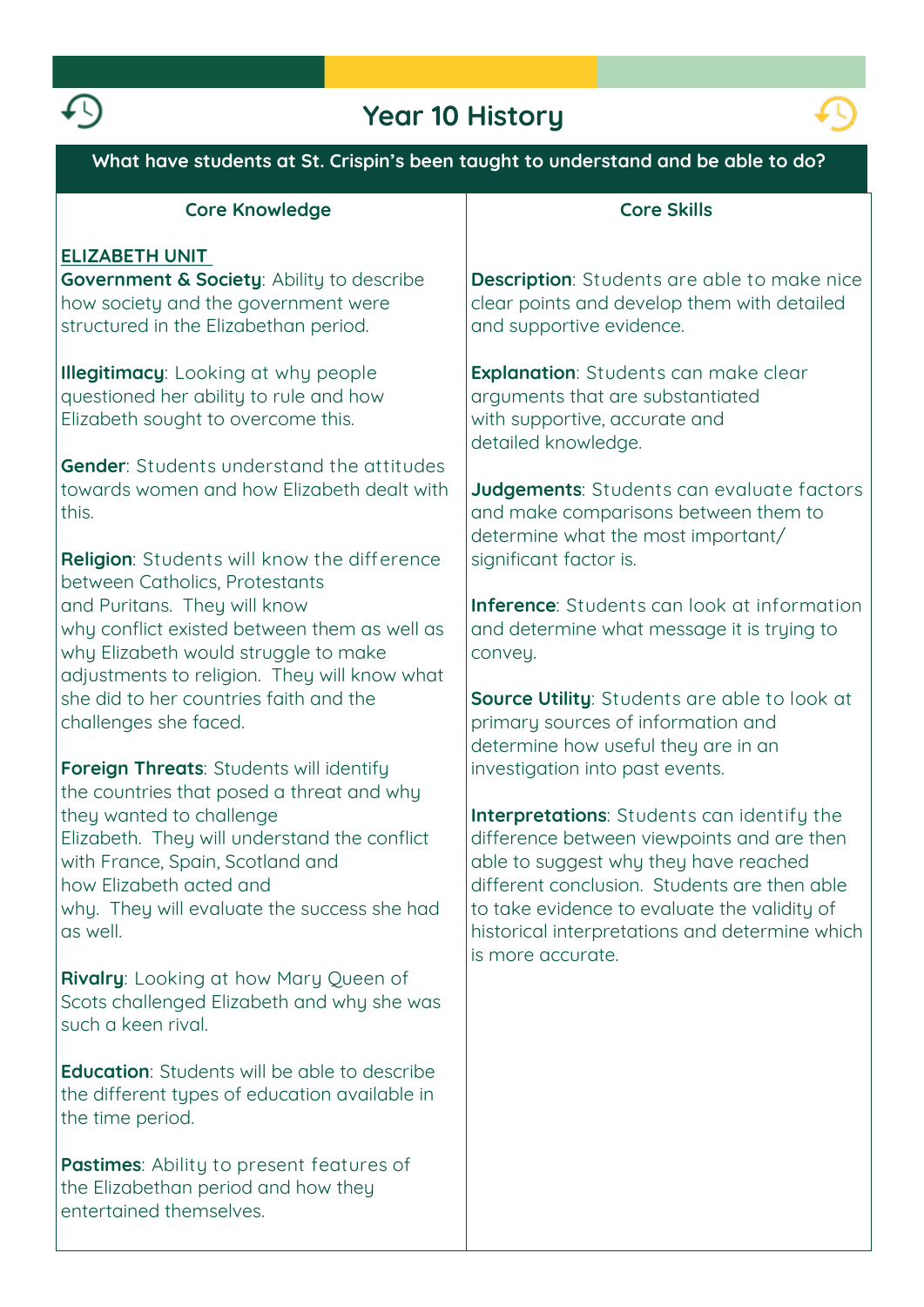# Year 10 History

| What have students at St. Crispin's been taught to understand and be able to do? | |
|---|---|
| **Core Knowledge** | **Core Skills** |
| **ELIZABETH UNIT**<br>**Government & Society**: Ability to describe how society and the government were structured in the Elizabethan period.<br><br>**Illegitimacy**: Looking at why people questioned her ability to rule and how Elizabeth sought to overcome this.<br><br>**Gender**: Students understand the attitudes towards women and how Elizabeth dealt with this.<br><br>**Religion**: Students will know the difference between Catholics, Protestants and Puritans. They will know why conflict existed between them as well as why Elizabeth would struggle to make adjustments to religion. They will know what she did to her countries faith and the challenges she faced.<br><br>**Foreign Threats**: Students will identify the countries that posed a threat and why they wanted to challenge Elizabeth. They will understand the conflict with France, Spain, Scotland and how Elizabeth acted and why. They will evaluate the success she had as well.<br><br>**Rivalry**: Looking at how Mary Queen of Scots challenged Elizabeth and why she was such a keen rival.<br><br>**Education**: Students will be able to describe the different types of education available in the time period.<br><br>**Pastimes**: Ability to present features of the Elizabethan period and how they entertained themselves. | **Description**: Students are able to make nice clear points and develop them with detailed and supportive evidence.<br><br>**Explanation**: Students can make clear arguments that are substantiated with supportive, accurate and detailed knowledge.<br><br>**Judgements**: Students can evaluate factors and make comparisons between them to determine what the most important/ significant factor is.<br><br>**Inference**: Students can look at information and determine what message it is trying to convey.<br><br>**Source Utility**: Students are able to look at primary sources of information and determine how useful they are in an investigation into past events.<br><br>**Interpretations**: Students can identify the difference between viewpoints and are then able to suggest why they have reached different conclusion. Students are then able to take evidence to evaluate the validity of historical interpretations and determine which is more accurate. |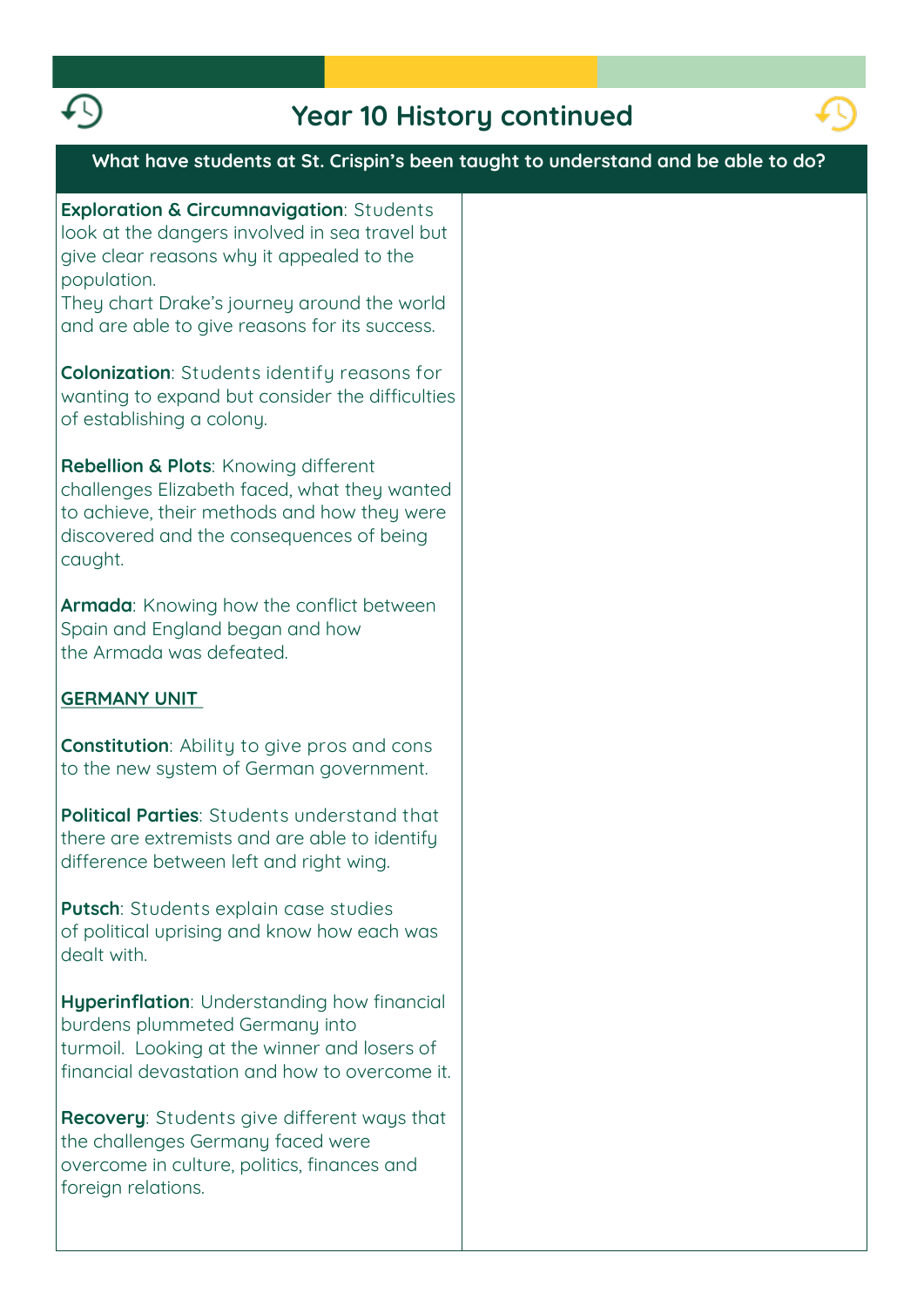# Year 10 History continued

**What have students at St. Crispin's been taught to understand and be able to do?**

**Exploration & Circumnavigation**: Students look at the dangers involved in sea travel but give clear reasons why it appealed to the population.
They chart Drake's journey around the world and are able to give reasons for its success.

**Colonization**: Students identify reasons for wanting to expand but consider the difficulties of establishing a colony.

**Rebellion & Plots**: Knowing different challenges Elizabeth faced, what they wanted to achieve, their methods and how they were discovered and the consequences of being caught.

**Armada**: Knowing how the conflict between Spain and England began and how the Armada was defeated.

**GERMANY UNIT**

**Constitution**: Ability to give pros and cons to the new system of German government.

**Political Parties**: Students understand that there are extremists and are able to identify difference between left and right wing.

**Putsch**: Students explain case studies of political uprising and know how each was dealt with.

**Hyperinflation**: Understanding how financial burdens plummeted Germany into turmoil. Looking at the winner and losers of financial devastation and how to overcome it.

**Recovery**: Students give different ways that the challenges Germany faced were overcome in culture, politics, finances and foreign relations.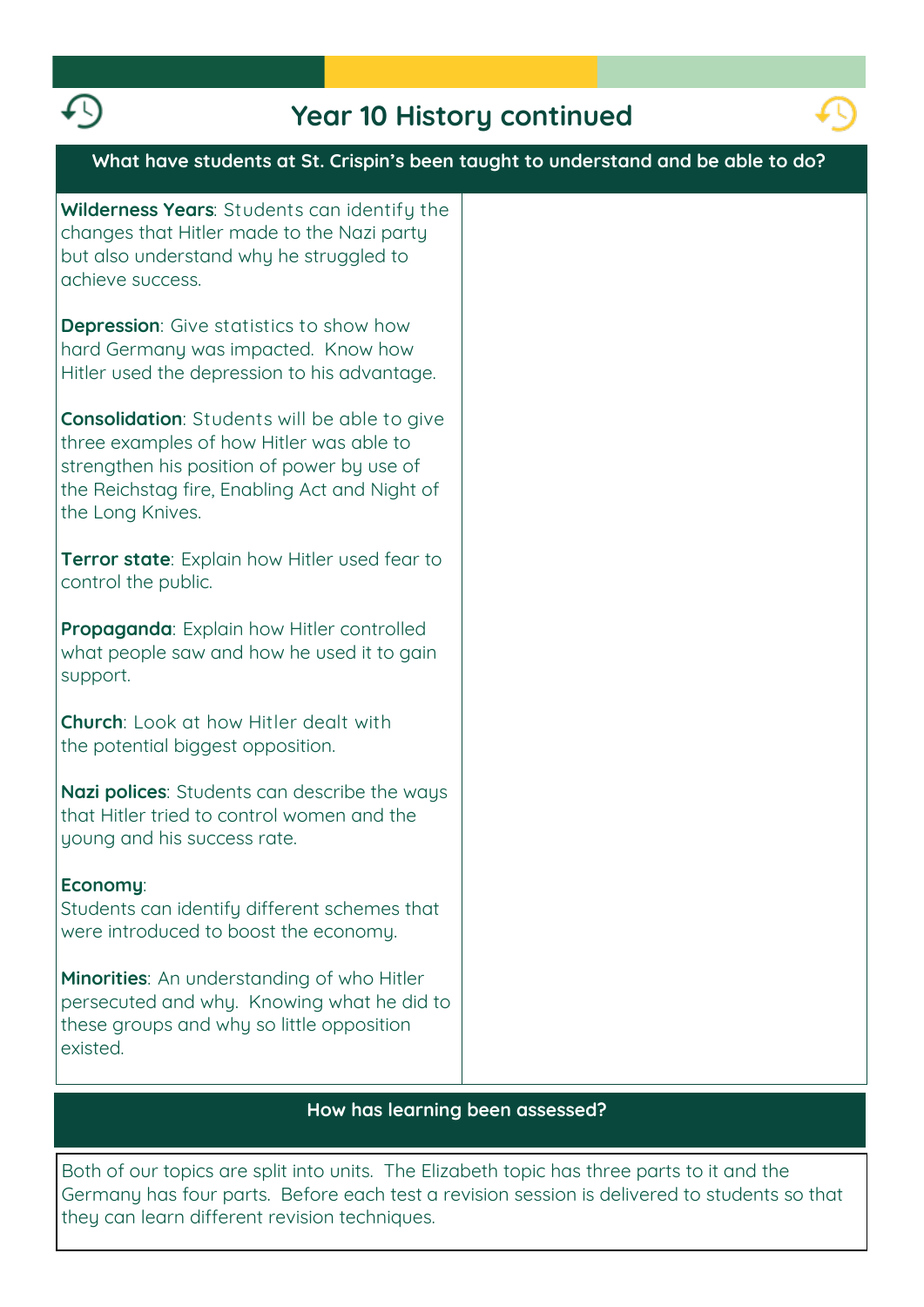# Year 10 History continued

## What have students at St. Crispin's been taught to understand and be able to do?

**Wilderness Years**: Students can identify the changes that Hitler made to the Nazi party but also understand why he struggled to achieve success.

**Depression**: Give statistics to show how hard Germany was impacted. Know how Hitler used the depression to his advantage.

**Consolidation**: Students will be able to give three examples of how Hitler was able to strengthen his position of power by use of the Reichstag fire, Enabling Act and Night of the Long Knives.

**Terror state**: Explain how Hitler used fear to control the public.

**Propaganda**: Explain how Hitler controlled what people saw and how he used it to gain support.

**Church**: Look at how Hitler dealt with the potential biggest opposition.

**Nazi polices**: Students can describe the ways that Hitler tried to control women and the young and his success rate.

**Economy**:
Students can identify different schemes that were introduced to boost the economy.

**Minorities**: An understanding of who Hitler persecuted and why. Knowing what he did to these groups and why so little opposition existed.

## How has learning been assessed?

Both of our topics are split into units. The Elizabeth topic has three parts to it and the Germany has four parts. Before each test a revision session is delivered to students so that they can learn different revision techniques.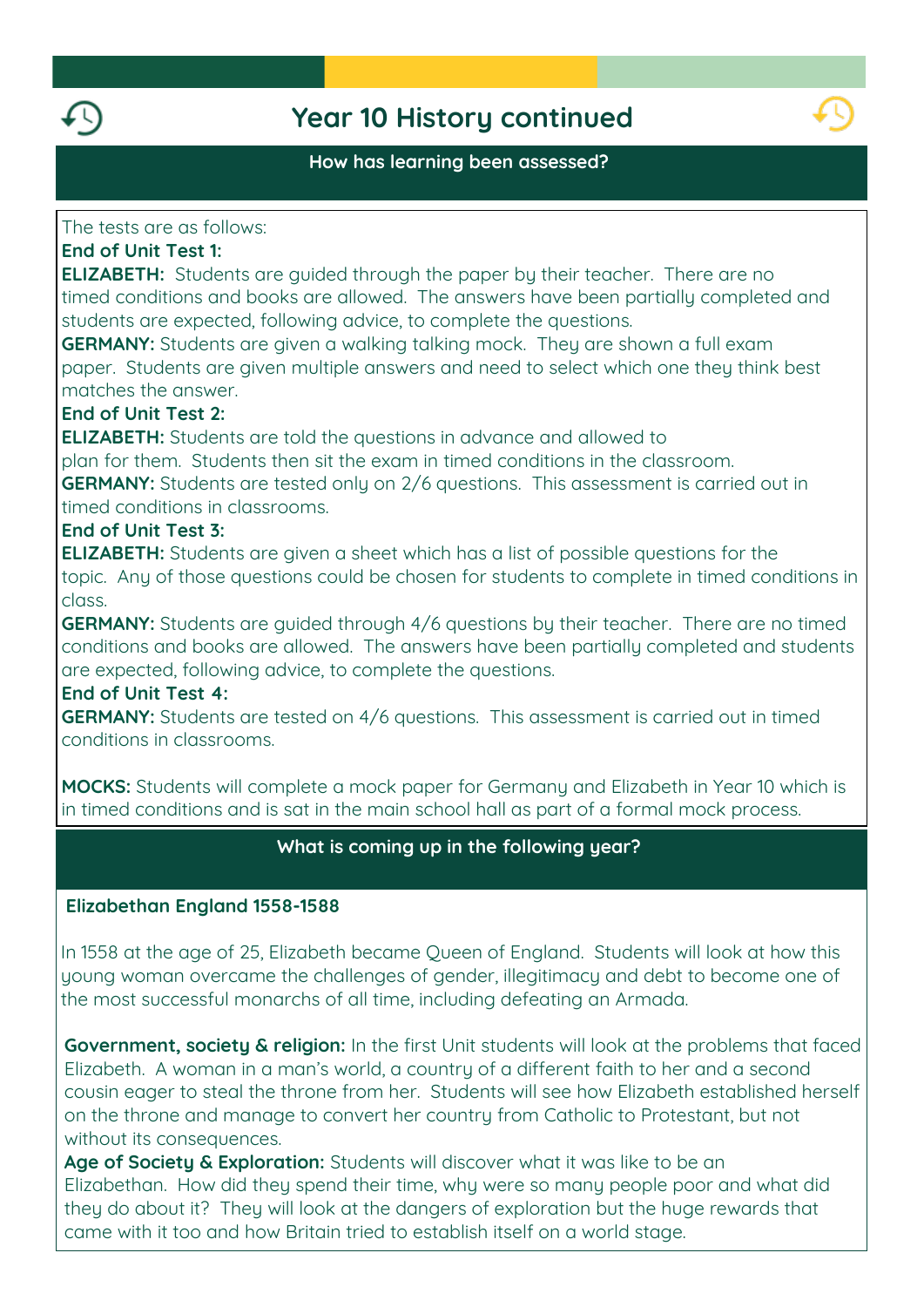# Year 10 History continued

## How has learning been assessed?

The tests are as follows:

**End of Unit Test 1:**

**ELIZABETH:** Students are guided through the paper by their teacher. There are no timed conditions and books are allowed. The answers have been partially completed and students are expected, following advice, to complete the questions.

**GERMANY:** Students are given a walking talking mock. They are shown a full exam paper. Students are given multiple answers and need to select which one they think best matches the answer.

**End of Unit Test 2:**

**ELIZABETH:** Students are told the questions in advance and allowed to plan for them. Students then sit the exam in timed conditions in the classroom.

**GERMANY:** Students are tested only on 2/6 questions. This assessment is carried out in timed conditions in classrooms.

**End of Unit Test 3:**

**ELIZABETH:** Students are given a sheet which has a list of possible questions for the topic. Any of those questions could be chosen for students to complete in timed conditions in class.

**GERMANY:** Students are guided through 4/6 questions by their teacher. There are no timed conditions and books are allowed. The answers have been partially completed and students are expected, following advice, to complete the questions.

**End of Unit Test 4:**

**GERMANY:** Students are tested on 4/6 questions. This assessment is carried out in timed conditions in classrooms.

**MOCKS:** Students will complete a mock paper for Germany and Elizabeth in Year 10 which is in timed conditions and is sat in the main school hall as part of a formal mock process.

## What is coming up in the following year?

**Elizabethan England 1558-1588**

In 1558 at the age of 25, Elizabeth became Queen of England. Students will look at how this young woman overcame the challenges of gender, illegitimacy and debt to become one of the most successful monarchs of all time, including defeating an Armada.

**Government, society & religion:** In the first Unit students will look at the problems that faced Elizabeth. A woman in a man's world, a country of a different faith to her and a second cousin eager to steal the throne from her. Students will see how Elizabeth established herself on the throne and manage to convert her country from Catholic to Protestant, but not without its consequences.

**Age of Society & Exploration:** Students will discover what it was like to be an Elizabethan. How did they spend their time, why were so many people poor and what did they do about it? They will look at the dangers of exploration but the huge rewards that came with it too and how Britain tried to establish itself on a world stage.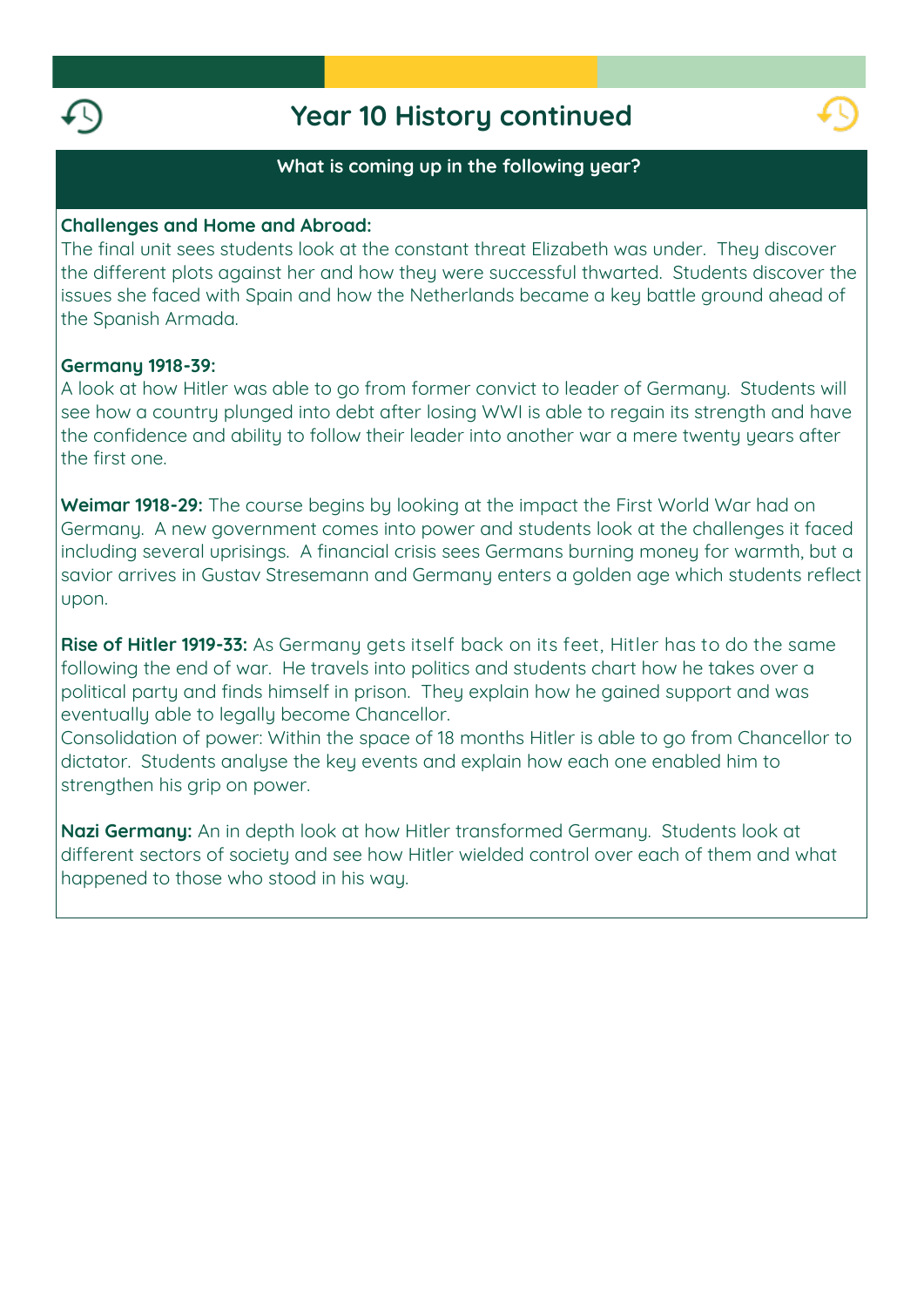# Year 10 History continued

## What is coming up in the following year?

**Challenges and Home and Abroad:**
The final unit sees students look at the constant threat Elizabeth was under. They discover the different plots against her and how they were successful thwarted. Students discover the issues she faced with Spain and how the Netherlands became a key battle ground ahead of the Spanish Armada.

**Germany 1918-39:**
A look at how Hitler was able to go from former convict to leader of Germany. Students will see how a country plunged into debt after losing WWI is able to regain its strength and have the confidence and ability to follow their leader into another war a mere twenty years after the first one.

**Weimar 1918-29:** The course begins by looking at the impact the First World War had on Germany. A new government comes into power and students look at the challenges it faced including several uprisings. A financial crisis sees Germans burning money for warmth, but a savior arrives in Gustav Stresemann and Germany enters a golden age which students reflect upon.

**Rise of Hitler 1919-33:** As Germany gets itself back on its feet, Hitler has to do the same following the end of war. He travels into politics and students chart how he takes over a political party and finds himself in prison. They explain how he gained support and was eventually able to legally become Chancellor.
Consolidation of power: Within the space of 18 months Hitler is able to go from Chancellor to dictator. Students analyse the key events and explain how each one enabled him to strengthen his grip on power.

**Nazi Germany:** An in depth look at how Hitler transformed Germany. Students look at different sectors of society and see how Hitler wielded control over each of them and what happened to those who stood in his way.